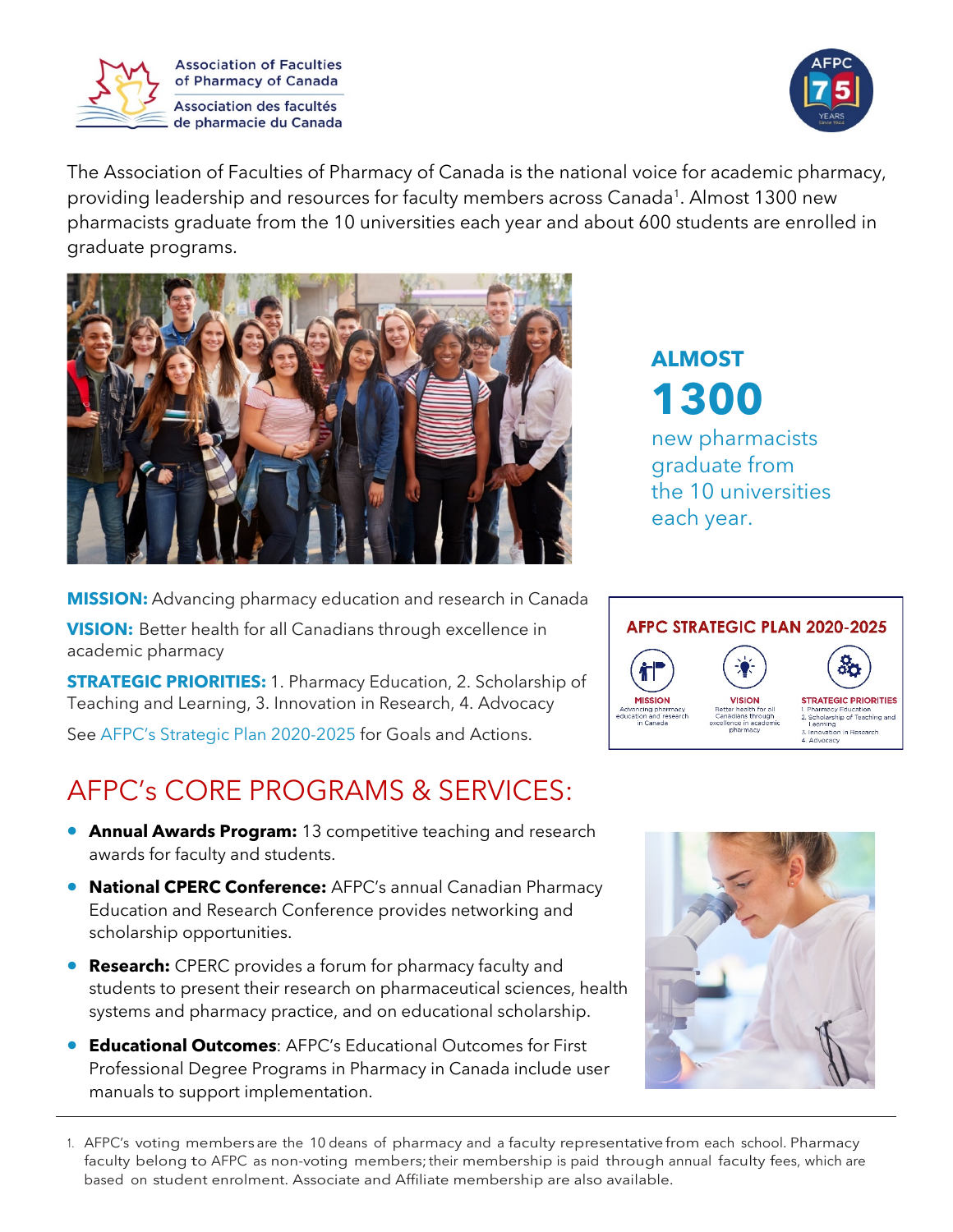Association of Faculties of Pharmacy of Canada
Association des facultés de pharmacie du Canada

The Association of Faculties of Pharmacy of Canada is the national voice for academic pharmacy, providing leadership and resources for faculty members across Canada[1]. Almost 1300 new pharmacists graduate from the 10 universities each year and about 600 students are enrolled in graduate programs.

**ALMOST 1300** new pharmacists graduate from the 10 universities each year.

**MISSION:** Advancing pharmacy education and research in Canada

**VISION:** Better health for all Canadians through excellence in academic pharmacy

**STRATEGIC PRIORITIES:** 1. Pharmacy Education, 2. Scholarship of Teaching and Learning, 3. Innovation in Research, 4. Advocacy

See AFPC's Strategic Plan 2020-2025 for Goals and Actions.

**AFPC STRATEGIC PLAN 2020-2025**

- **MISSION** Advancing pharmacy education and research in Canada
- **VISION** Better health for all Canadians through excellence in academic pharmacy
- **STRATEGIC PRIORITIES** 1. Pharmacy Education 2. Scholarship of Teaching and Learning 3. Innovation in Research 4. Advocacy

## AFPC's CORE PROGRAMS & SERVICES:

- **Annual Awards Program:** 13 competitive teaching and research awards for faculty and students.
- **National CPERC Conference:** AFPC's annual Canadian Pharmacy Education and Research Conference provides networking and scholarship opportunities.
- **Research:** CPERC provides a forum for pharmacy faculty and students to present their research on pharmaceutical sciences, health systems and pharmacy practice, and on educational scholarship.
- **Educational Outcomes**: AFPC's Educational Outcomes for First Professional Degree Programs in Pharmacy in Canada include user manuals to support implementation.

---

1. AFPC's voting members are the 10 deans of pharmacy and a faculty representative from each school. Pharmacy faculty belong to AFPC as non-voting members; their membership is paid through annual faculty fees, which are based on student enrolment. Associate and Affiliate membership are also available.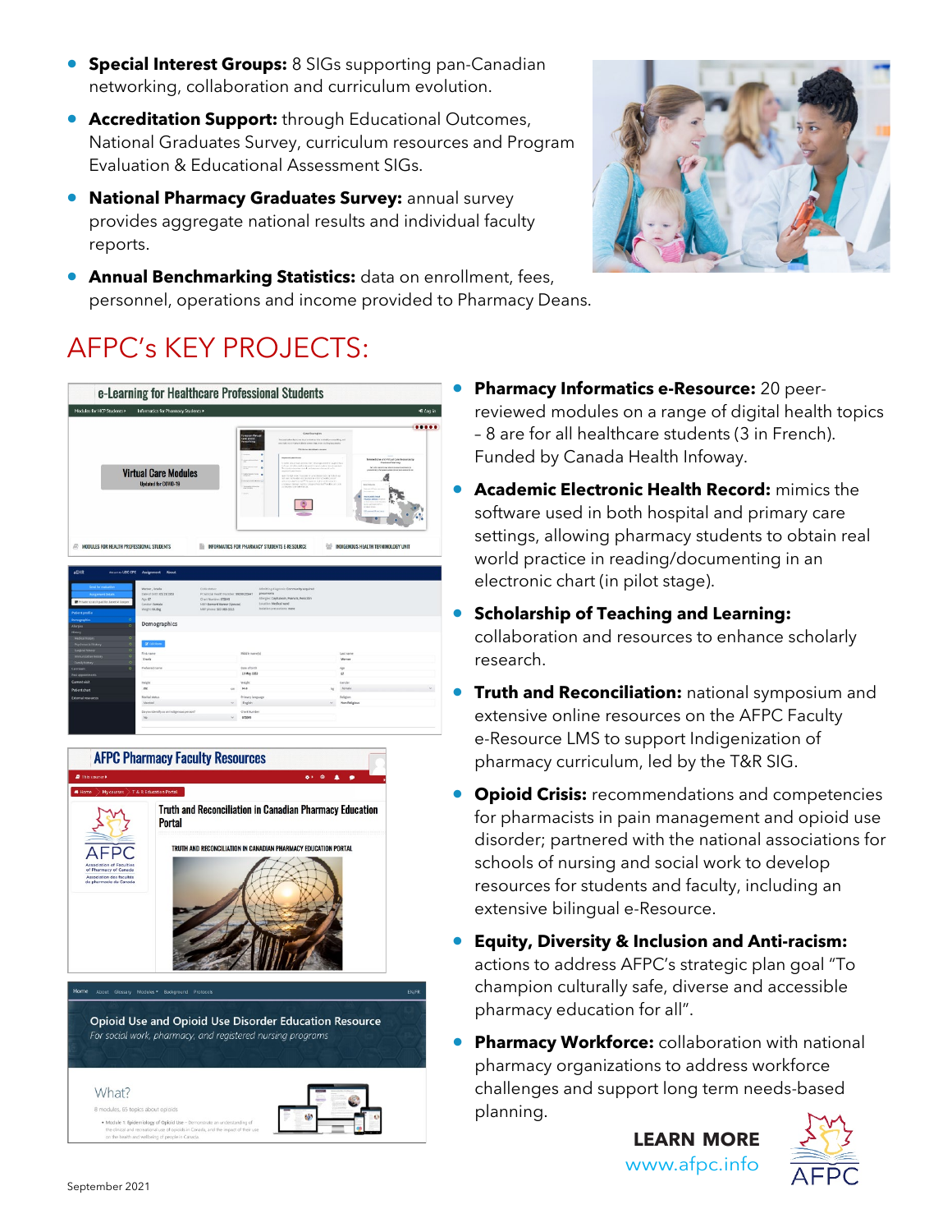- **Special Interest Groups:** 8 SIGs supporting pan-Canadian networking, collaboration and curriculum evolution.
- **Accreditation Support:** through Educational Outcomes, National Graduates Survey, curriculum resources and Program Evaluation & Educational Assessment SIGs.
- **National Pharmacy Graduates Survey:** annual survey provides aggregate national results and individual faculty reports.
- **Annual Benchmarking Statistics:** data on enrollment, fees, personnel, operations and income provided to Pharmacy Deans.

## AFPC's KEY PROJECTS:

- **Pharmacy Informatics e-Resource:** 20 peer-reviewed modules on a range of digital health topics – 8 are for all healthcare students (3 in French). Funded by Canada Health Infoway.
- **Academic Electronic Health Record:** mimics the software used in both hospital and primary care settings, allowing pharmacy students to obtain real world practice in reading/documenting in an electronic chart (in pilot stage).
- **Scholarship of Teaching and Learning:** collaboration and resources to enhance scholarly research.
- **Truth and Reconciliation:** national symposium and extensive online resources on the AFPC Faculty e-Resource LMS to support Indigenization of pharmacy curriculum, led by the T&R SIG.
- **Opioid Crisis:** recommendations and competencies for pharmacists in pain management and opioid use disorder; partnered with the national associations for schools of nursing and social work to develop resources for students and faculty, including an extensive bilingual e-Resource.
- **Equity, Diversity & Inclusion and Anti-racism:** actions to address AFPC's strategic plan goal "To champion culturally safe, diverse and accessible pharmacy education for all".
- **Pharmacy Workforce:** collaboration with national pharmacy organizations to address workforce challenges and support long term needs-based planning.

**LEARN MORE**
www.afpc.info

September 2021